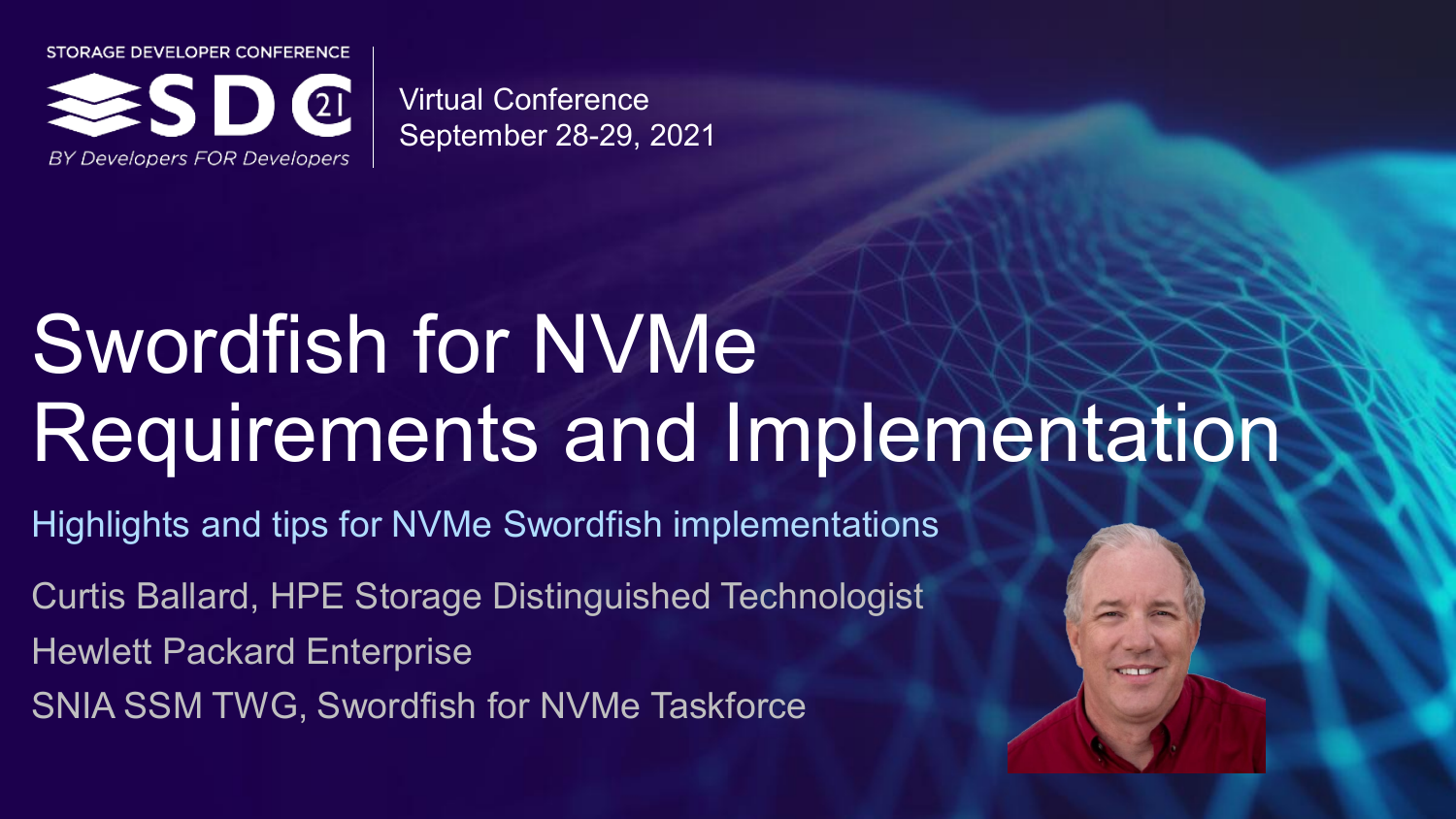STORAGE DEVELOPER CONFERENCE

SDC 21

*BY Developers FOR Developers*

Virtual Conference
September 28-29, 2021

# Swordfish for NVMe Requirements and Implementation

Highlights and tips for NVMe Swordfish implementations

Curtis Ballard, HPE Storage Distinguished Technologist

Hewlett Packard Enterprise

SNIA SSM TWG, Swordfish for NVMe Taskforce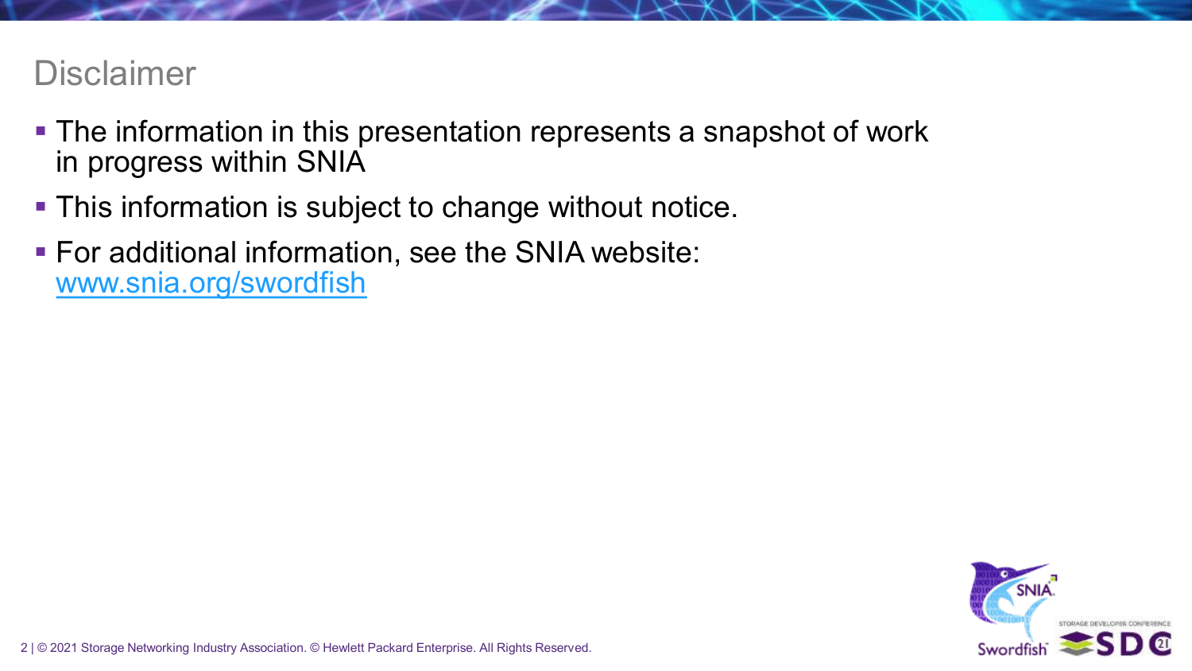# Disclaimer

- The information in this presentation represents a snapshot of work in progress within SNIA
- This information is subject to change without notice.
- For additional information, see the SNIA website: [www.snia.org/swordfish](www.snia.org/swordfish)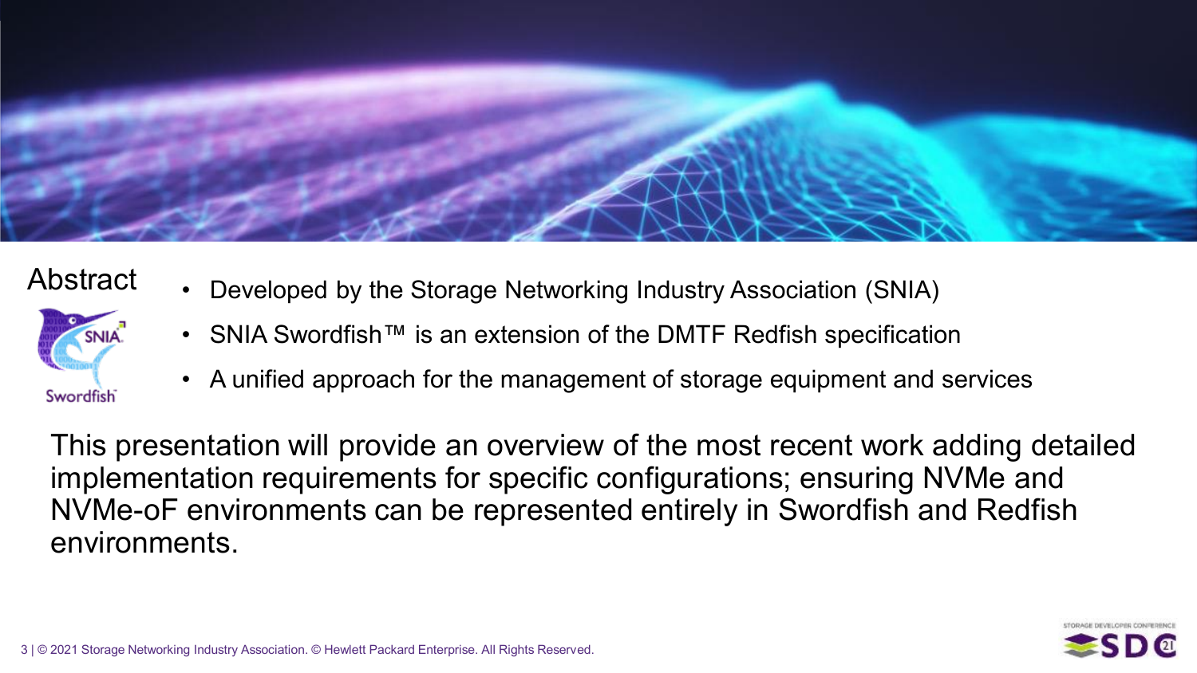## Abstract

- Developed by the Storage Networking Industry Association (SNIA)
- SNIA Swordfish™ is an extension of the DMTF Redfish specification
- A unified approach for the management of storage equipment and services

This presentation will provide an overview of the most recent work adding detailed implementation requirements for specific configurations; ensuring NVMe and NVMe-oF environments can be represented entirely in Swordfish and Redfish environments.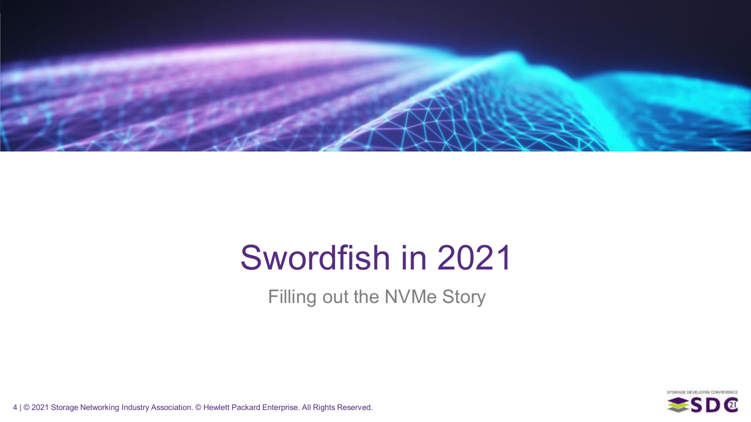# Swordfish in 2021

Filling out the NVMe Story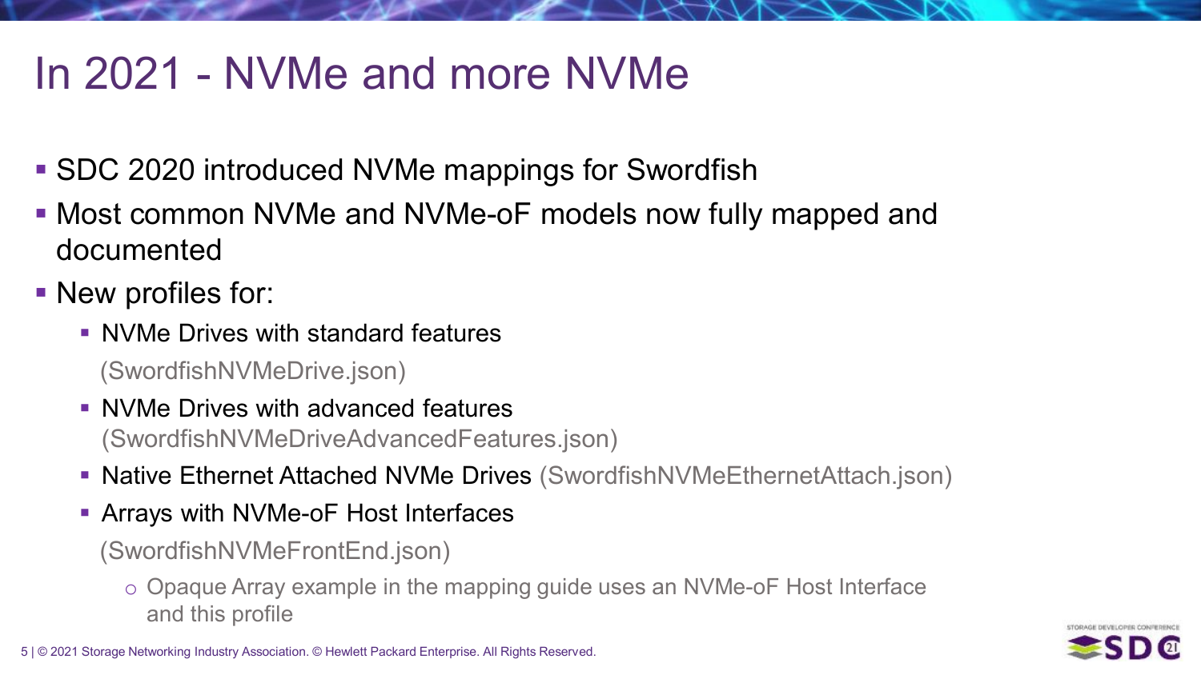# In 2021 - NVMe and more NVMe

- SDC 2020 introduced NVMe mappings for Swordfish
- Most common NVMe and NVMe-oF models now fully mapped and documented
- New profiles for:
  - NVMe Drives with standard features (SwordfishNVMeDrive.json)
  - NVMe Drives with advanced features (SwordfishNVMeDriveAdvancedFeatures.json)
  - Native Ethernet Attached NVMe Drives (SwordfishNVMeEthernetAttach.json)
  - Arrays with NVMe-oF Host Interfaces (SwordfishNVMeFrontEnd.json)
    - Opaque Array example in the mapping guide uses an NVMe-oF Host Interface and this profile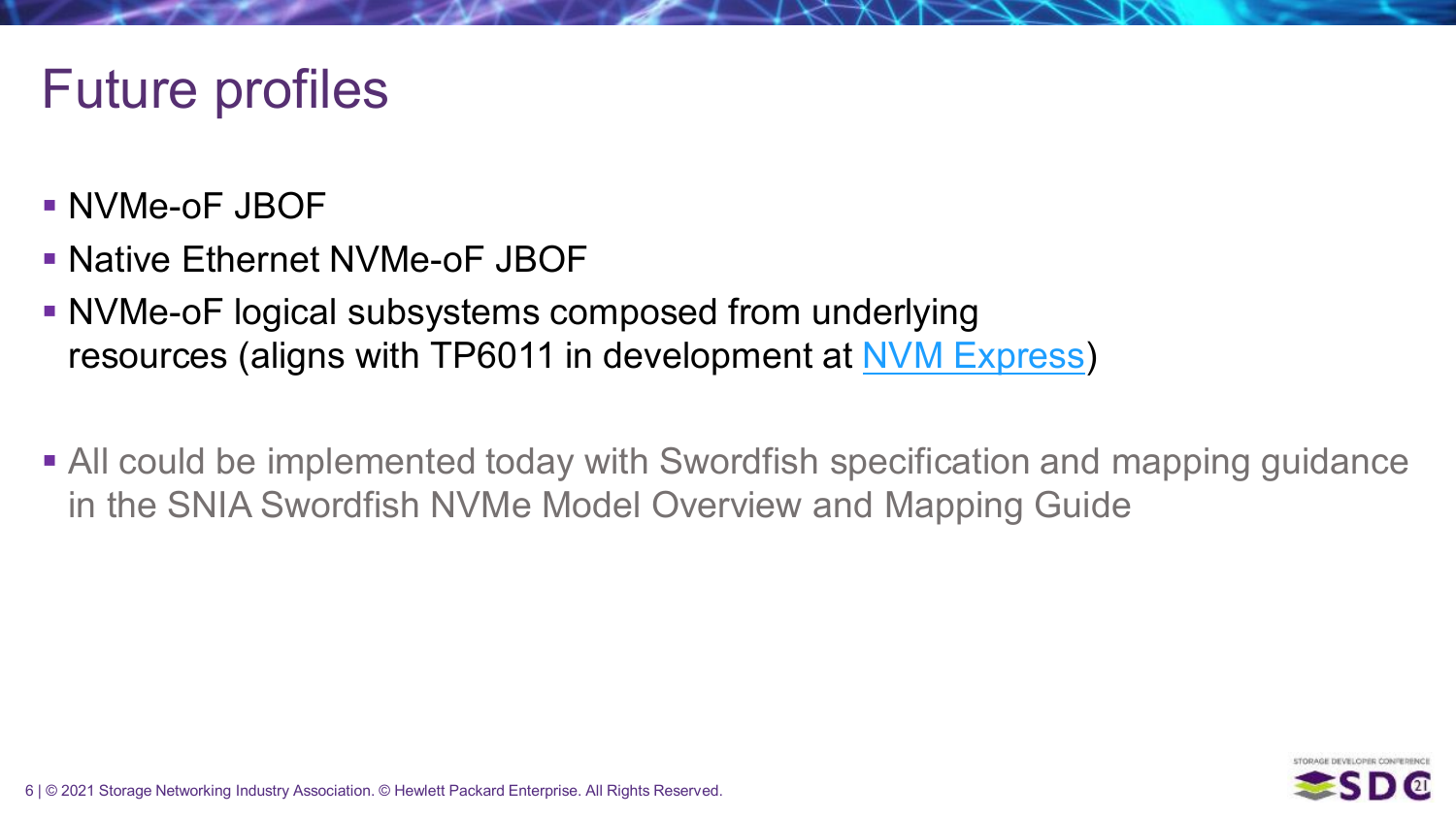# Future profiles

- NVMe-oF JBOF
- Native Ethernet NVMe-oF JBOF
- NVMe-oF logical subsystems composed from underlying resources (aligns with TP6011 in development at NVM Express)

- All could be implemented today with Swordfish specification and mapping guidance in the SNIA Swordfish NVMe Model Overview and Mapping Guide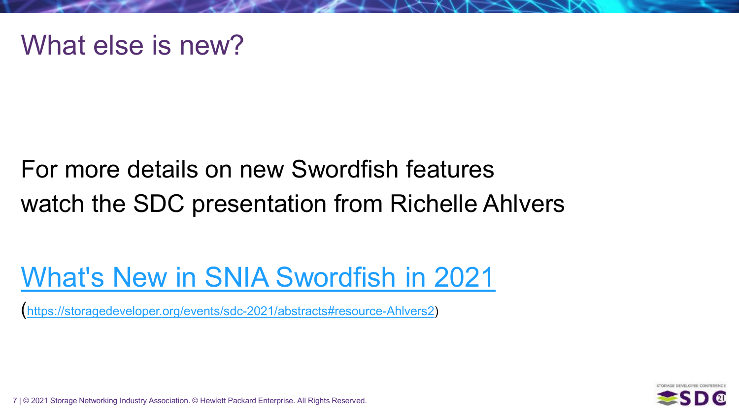# What else is new?

For more details on new Swordfish features watch the SDC presentation from Richelle Ahlvers

[What's New in SNIA Swordfish in 2021](https://storagedeveloper.org/events/sdc-2021/abstracts#resource-Ahlvers2)

(https://storagedeveloper.org/events/sdc-2021/abstracts#resource-Ahlvers2)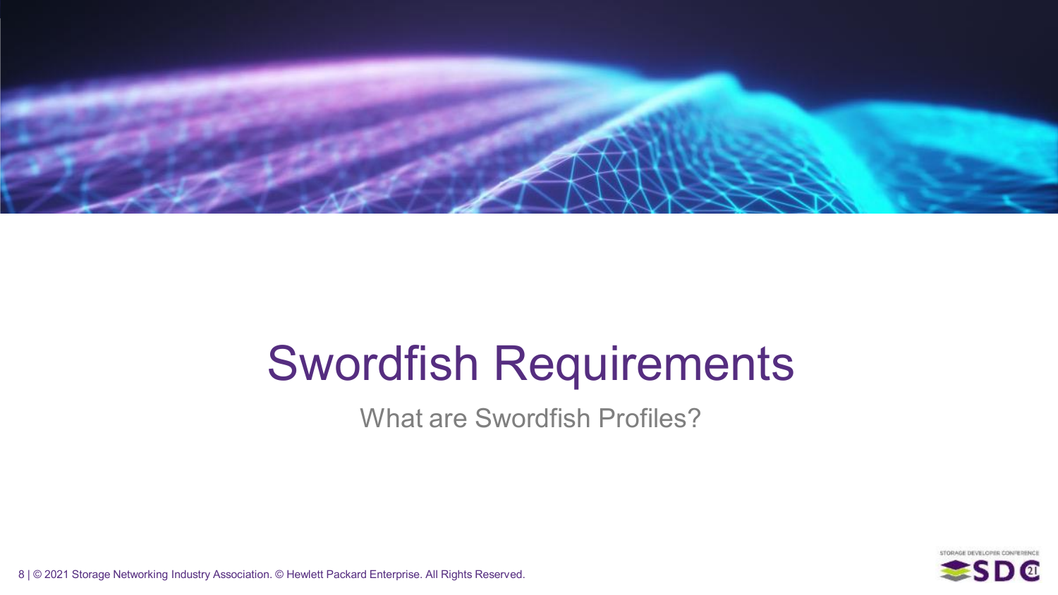# Swordfish Requirements

What are Swordfish Profiles?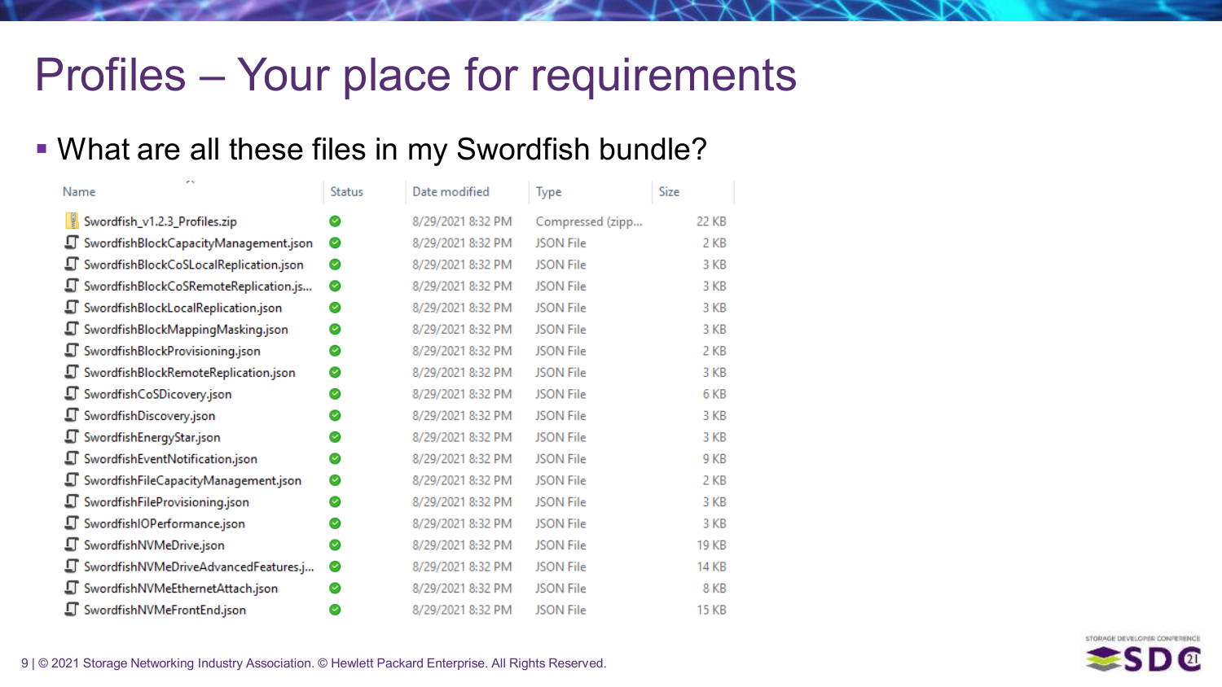# Profiles – Your place for requirements

- What are all these files in my Swordfish bundle?

| Name | Status | Date modified | Type | Size |
| --- | --- | --- | --- | --- |
| Swordfish_v1.2.3_Profiles.zip | ✓ | 8/29/2021 8:32 PM | Compressed (zipp... | 22 KB |
| SwordfishBlockCapacityManagement.json | ✓ | 8/29/2021 8:32 PM | JSON File | 2 KB |
| SwordfishBlockCoSLocalReplication.json | ✓ | 8/29/2021 8:32 PM | JSON File | 3 KB |
| SwordfishBlockCoSRemoteReplication.js... | ✓ | 8/29/2021 8:32 PM | JSON File | 3 KB |
| SwordfishBlockLocalReplication.json | ✓ | 8/29/2021 8:32 PM | JSON File | 3 KB |
| SwordfishBlockMappingMasking.json | ✓ | 8/29/2021 8:32 PM | JSON File | 3 KB |
| SwordfishBlockProvisioning.json | ✓ | 8/29/2021 8:32 PM | JSON File | 2 KB |
| SwordfishBlockRemoteReplication.json | ✓ | 8/29/2021 8:32 PM | JSON File | 3 KB |
| SwordfishCoSDicovery.json | ✓ | 8/29/2021 8:32 PM | JSON File | 6 KB |
| SwordfishDiscovery.json | ✓ | 8/29/2021 8:32 PM | JSON File | 3 KB |
| SwordfishEnergyStar.json | ✓ | 8/29/2021 8:32 PM | JSON File | 3 KB |
| SwordfishEventNotification.json | ✓ | 8/29/2021 8:32 PM | JSON File | 9 KB |
| SwordfishFileCapacityManagement.json | ✓ | 8/29/2021 8:32 PM | JSON File | 2 KB |
| SwordfishFileProvisioning.json | ✓ | 8/29/2021 8:32 PM | JSON File | 3 KB |
| SwordfishIOPerformance.json | ✓ | 8/29/2021 8:32 PM | JSON File | 3 KB |
| SwordfishNVMeDrive.json | ✓ | 8/29/2021 8:32 PM | JSON File | 19 KB |
| SwordfishNVMeDriveAdvancedFeatures.j... | ✓ | 8/29/2021 8:32 PM | JSON File | 14 KB |
| SwordfishNVMeEthernetAttach.json | ✓ | 8/29/2021 8:32 PM | JSON File | 8 KB |
| SwordfishNVMeFrontEnd.json | ✓ | 8/29/2021 8:32 PM | JSON File | 15 KB |

© 2021 Storage Networking Industry Association. © Hewlett Packard Enterprise. All Rights Reserved.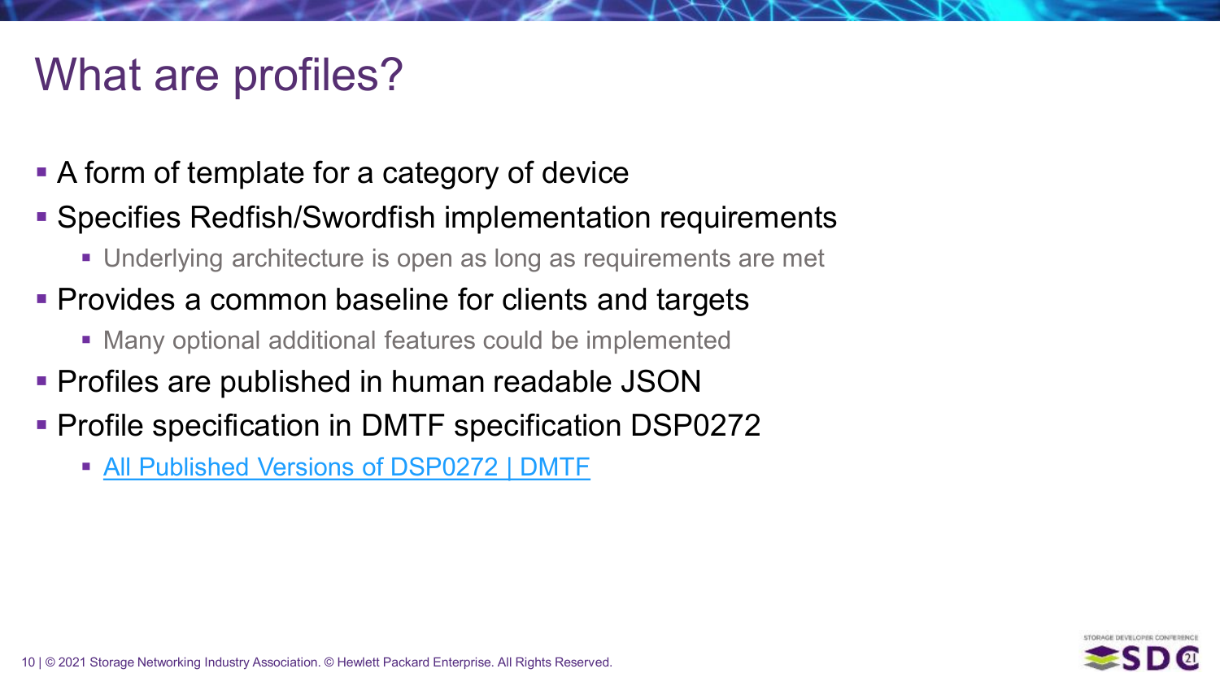# What are profiles?

- A form of template for a category of device
- Specifies Redfish/Swordfish implementation requirements
  - Underlying architecture is open as long as requirements are met
- Provides a common baseline for clients and targets
  - Many optional additional features could be implemented
- Profiles are published in human readable JSON
- Profile specification in DMTF specification DSP0272
  - All Published Versions of DSP0272 | DMTF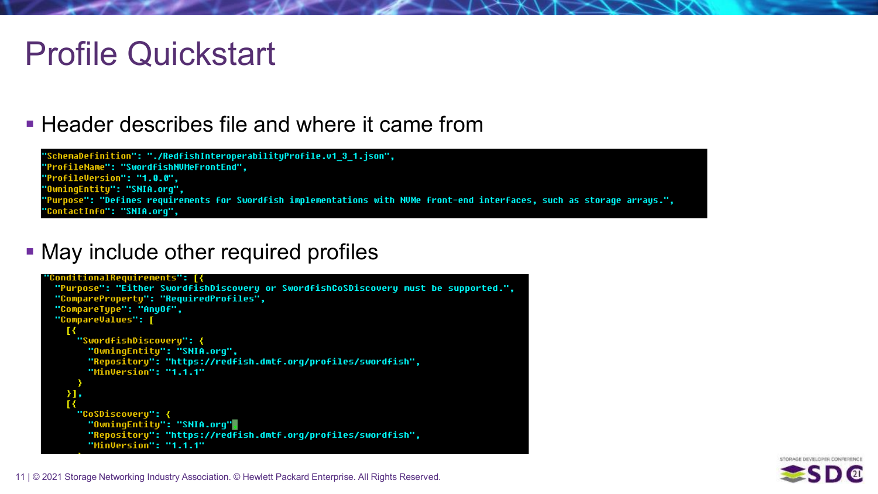# Profile Quickstart

- Header describes file and where it came from

```
"SchemaDefinition": "./RedfishInteroperabilityProfile.v1_3_1.json",
"ProfileName": "SwordfishNVMeFrontEnd",
"ProfileVersion": "1.0.0",
"OwningEntity": "SNIA.org",
"Purpose": "Defines requirements for Swordfish implementations with NVMe front-end interfaces, such as storage arrays.",
"ContactInfo": "SNIA.org",
```

- May include other required profiles

```
"ConditionalRequirements": [{
  "Purpose": "Either SwordfishDiscovery or SwordfishCoSDiscovery must be supported.",
  "CompareProperty": "RequiredProfiles",
  "CompareType": "AnyOf",
  "CompareValues": [
    [{
      "SwordfishDiscovery": {
        "OwningEntity": "SNIA.org",
        "Repository": "https://redfish.dmtf.org/profiles/swordfish",
        "MinVersion": "1.1.1"
      }
    }],
    [{
      "CoSDiscovery": {
        "OwningEntity": "SNIA.org"
        "Repository": "https://redfish.dmtf.org/profiles/swordfish",
        "MinVersion": "1.1.1"
```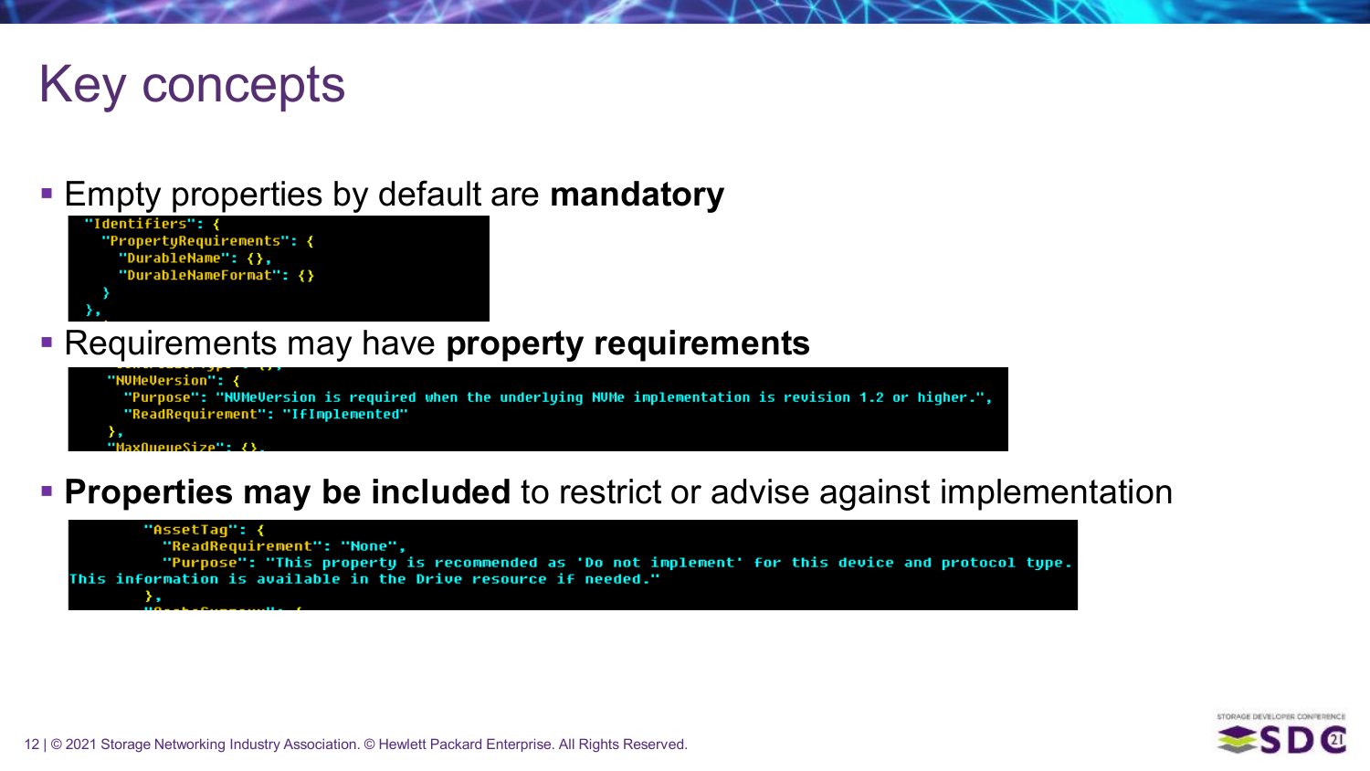# Key concepts

- Empty properties by default are **mandatory**

```
"Identifiers": {
  "PropertyRequirements": {
    "DurableName": {},
    "DurableNameFormat": {}
  }
},
```

- Requirements may have **property requirements**

```
  "NVMeVersion": {
    "Purpose": "NVMeVersion is required when the underlying NVMe implementation is revision 1.2 or higher.",
    "ReadRequirement": "IfImplemented"
  },
  "MaxQueueSize": {},
```

- **Properties may be included** to restrict or advise against implementation

```
      "AssetTag": {
        "ReadRequirement": "None",
        "Purpose": "This property is recommended as 'Do not implement' for this device and protocol type. This information is available in the Drive resource if needed."
      },
```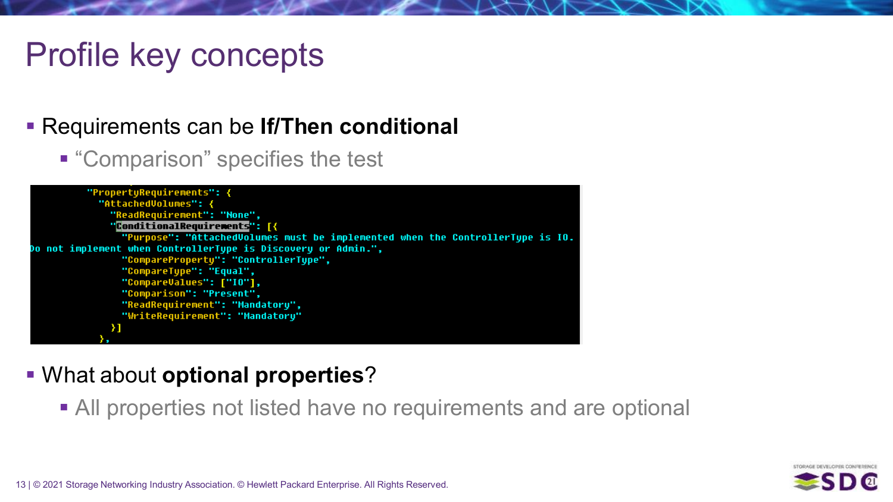# Profile key concepts

- Requirements can be **If/Then conditional**
  - "Comparison" specifies the test

```
"PropertyRequirements": {
  "AttachedVolumes": {
    "ReadRequirement": "None",
    "ConditionalRequirements": [{
      "Purpose": "AttachedVolumes must be implemented when the ControllerType is IO.
Do not implement when ControllerType is Discovery or Admin.",
      "CompareProperty": "ControllerType",
      "CompareType": "Equal",
      "CompareValues": ["IO"],
      "Comparison": "Present",
      "ReadRequirement": "Mandatory",
      "WriteRequirement": "Mandatory"
    }]
  },
```

- What about **optional properties**?
  - All properties not listed have no requirements and are optional

© 2021 Storage Networking Industry Association. © Hewlett Packard Enterprise. All Rights Reserved.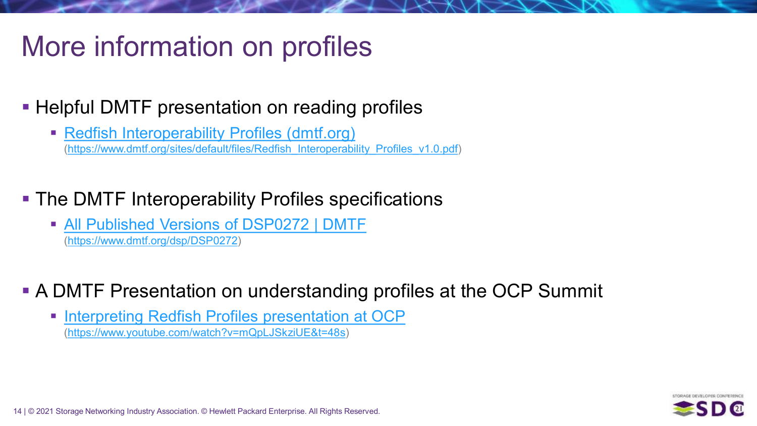# More information on profiles

- Helpful DMTF presentation on reading profiles
  - Redfish Interoperability Profiles (dmtf.org)
    (https://www.dmtf.org/sites/default/files/Redfish_Interoperability_Profiles_v1.0.pdf)

- The DMTF Interoperability Profiles specifications
  - All Published Versions of DSP0272 | DMTF
    (https://www.dmtf.org/dsp/DSP0272)

- A DMTF Presentation on understanding profiles at the OCP Summit
  - Interpreting Redfish Profiles presentation at OCP
    (https://www.youtube.com/watch?v=mQpLJSkziUE&t=48s)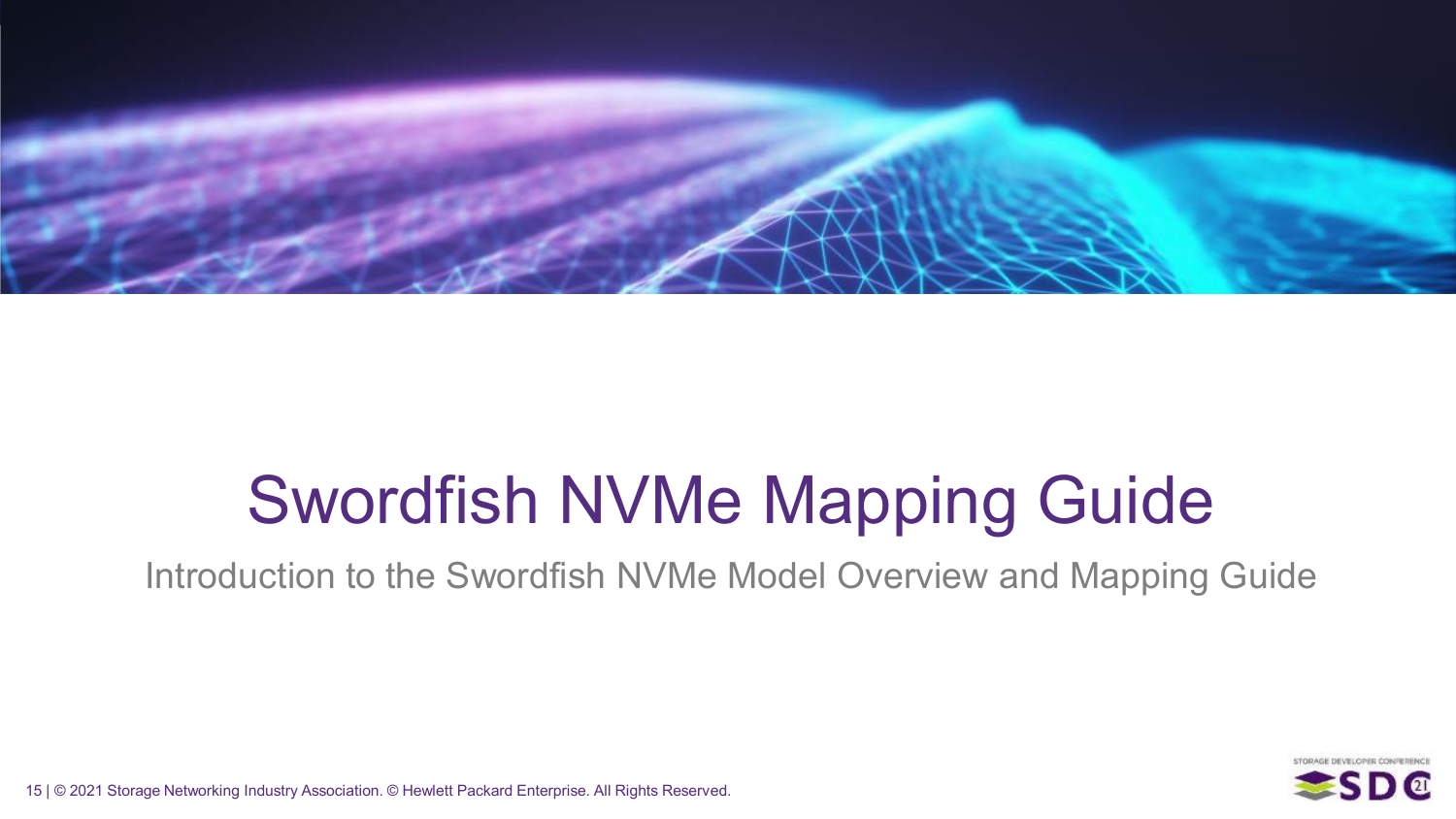# Swordfish NVMe Mapping Guide

Introduction to the Swordfish NVMe Model Overview and Mapping Guide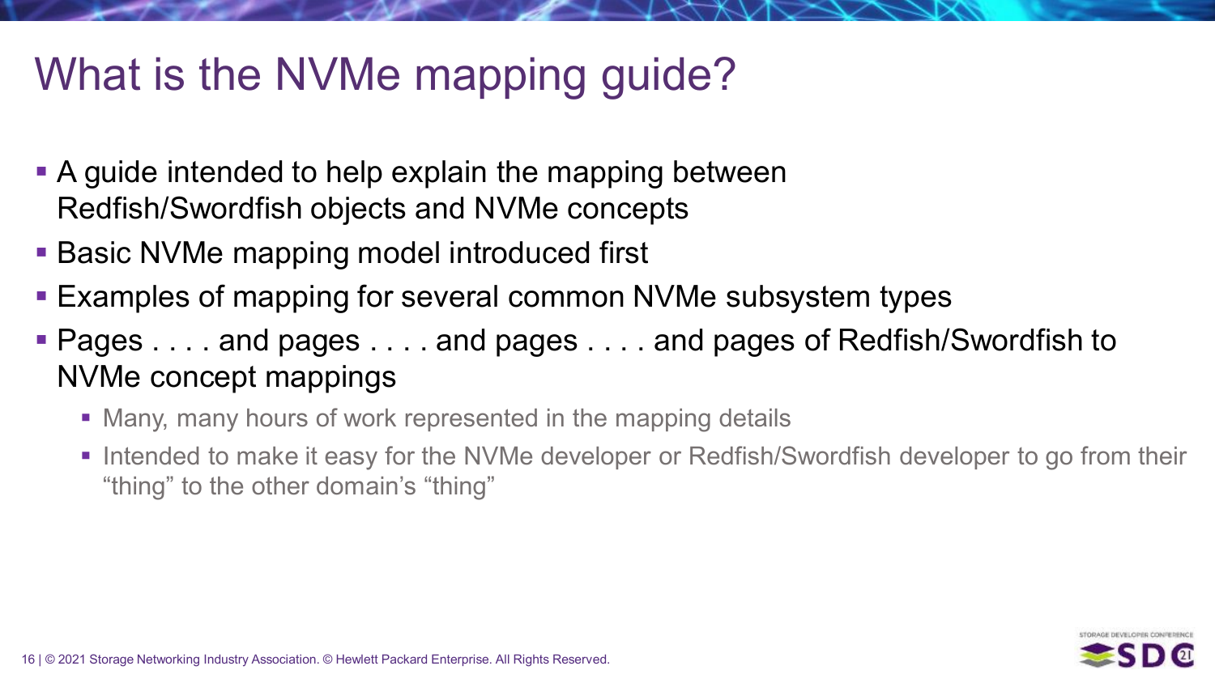# What is the NVMe mapping guide?

- A guide intended to help explain the mapping between Redfish/Swordfish objects and NVMe concepts
- Basic NVMe mapping model introduced first
- Examples of mapping for several common NVMe subsystem types
- Pages . . . . and pages . . . . and pages . . . . and pages of Redfish/Swordfish to NVMe concept mappings
  - Many, many hours of work represented in the mapping details
  - Intended to make it easy for the NVMe developer or Redfish/Swordfish developer to go from their "thing" to the other domain's "thing"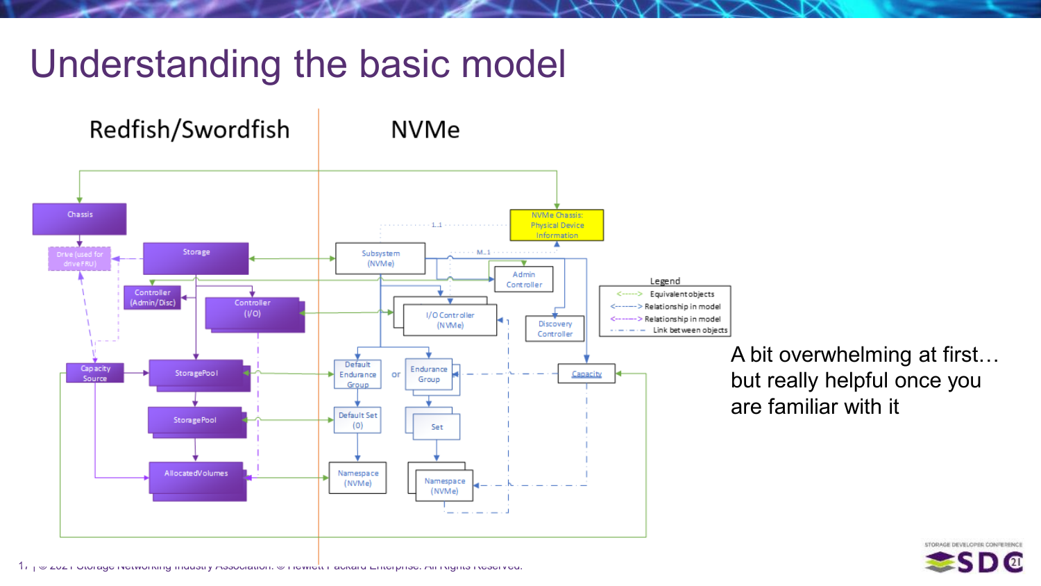# Understanding the basic model

Redfish/Swordfish

NVMe

Chassis

Drive (used for drive FRU)

Storage

Controller (Admin/Disc)

Controller (I/O)

Capacity Source

StoragePool

StoragePool

AllocatedVolumes

NVMe Chassis: Physical Device Information

1..1

M..1

Subsystem (NVMe)

Admin Controller

I/O Controller (NVMe)

Discovery Controller

Default Endurance Group

or

Endurance Group

Capacity

Default Set (0)

Set

Namespace (NVMe)

Namespace (NVMe)

Legend

<-----> Equivalent objects

<------> Relationship in model

<------> Relationship in model

- · - · - Link between objects

A bit overwhelming at first… but really helpful once you are familiar with it

© 2021 Storage Networking Industry Association. © Hewlett Packard Enterprise. All Rights Reserved.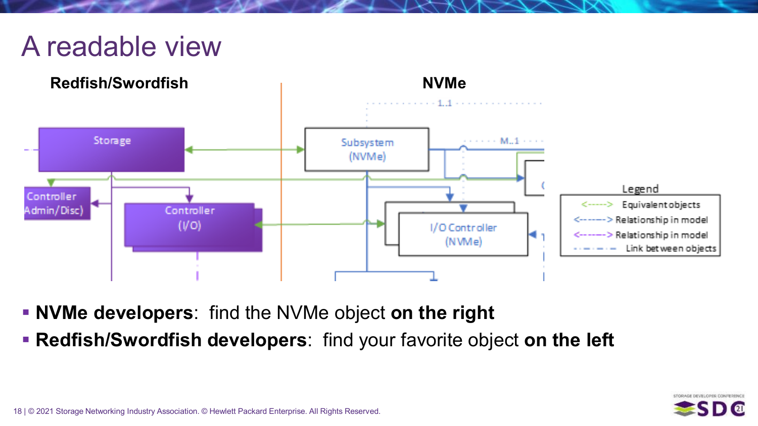# A readable view

**Redfish/Swordfish** | **NVMe**

Storage

Controller Admin/Disc)

Controller (I/O)

Subsystem (NVMe)

I/O Controller (NVMe)

1..1

M..1

Legend
- <-----> Equivalent objects
- <------> Relationship in model
- <------> Relationship in model
- - · - · - Link between objects

- **NVMe developers**: find the NVMe object **on the right**
- **Redfish/Swordfish developers**: find your favorite object **on the left**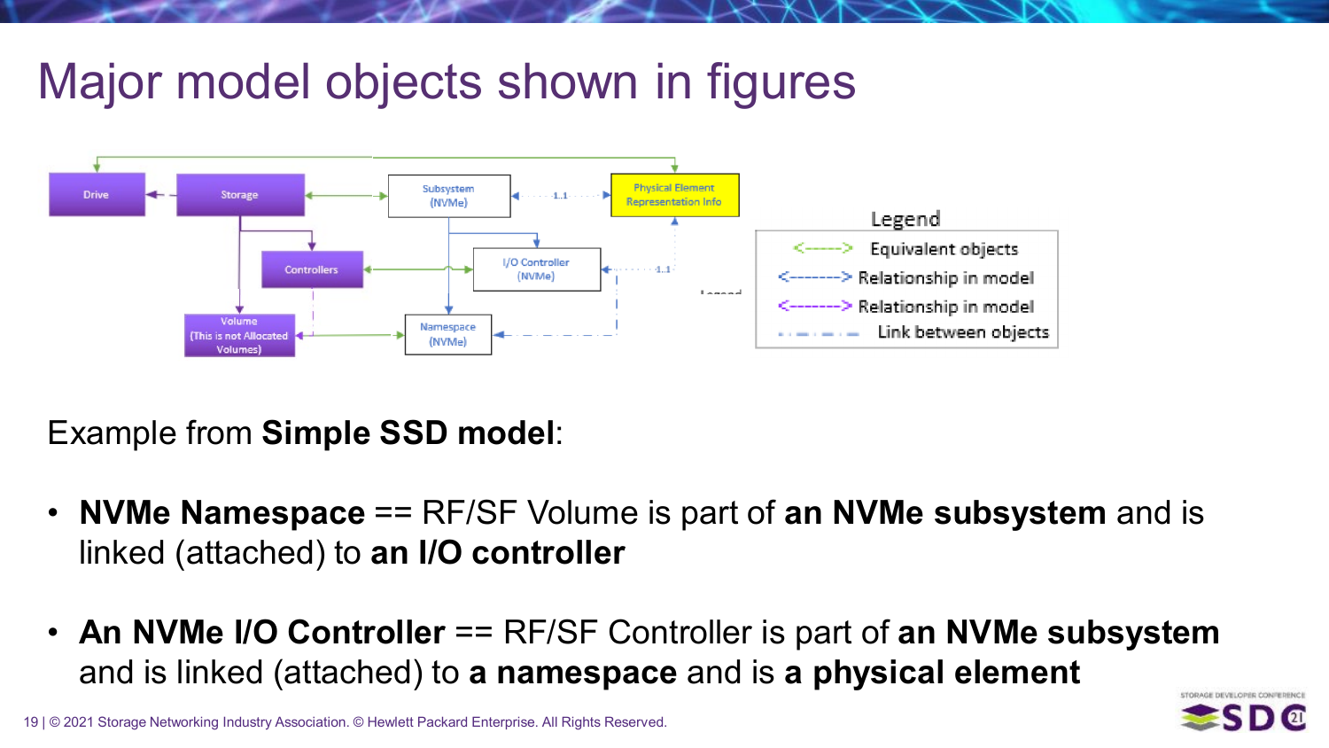# Major model objects shown in figures

Drive | Storage | Subsystem (NVMe) | Physical Element Representation Info | Controllers | I/O Controller (NVMe) | Volume (This is not Allocated Volumes) | Namespace (NVMe)

Legend

- <-----> Equivalent objects
- <-------> Relationship in model
- <-------> Relationship in model
- - · - · - Link between objects

Example from **Simple SSD model**:

- **NVMe Namespace** == RF/SF Volume is part of **an NVMe subsystem** and is linked (attached) to **an I/O controller**
- **An NVMe I/O Controller** == RF/SF Controller is part of **an NVMe subsystem** and is linked (attached) to **a namespace** and is **a physical element**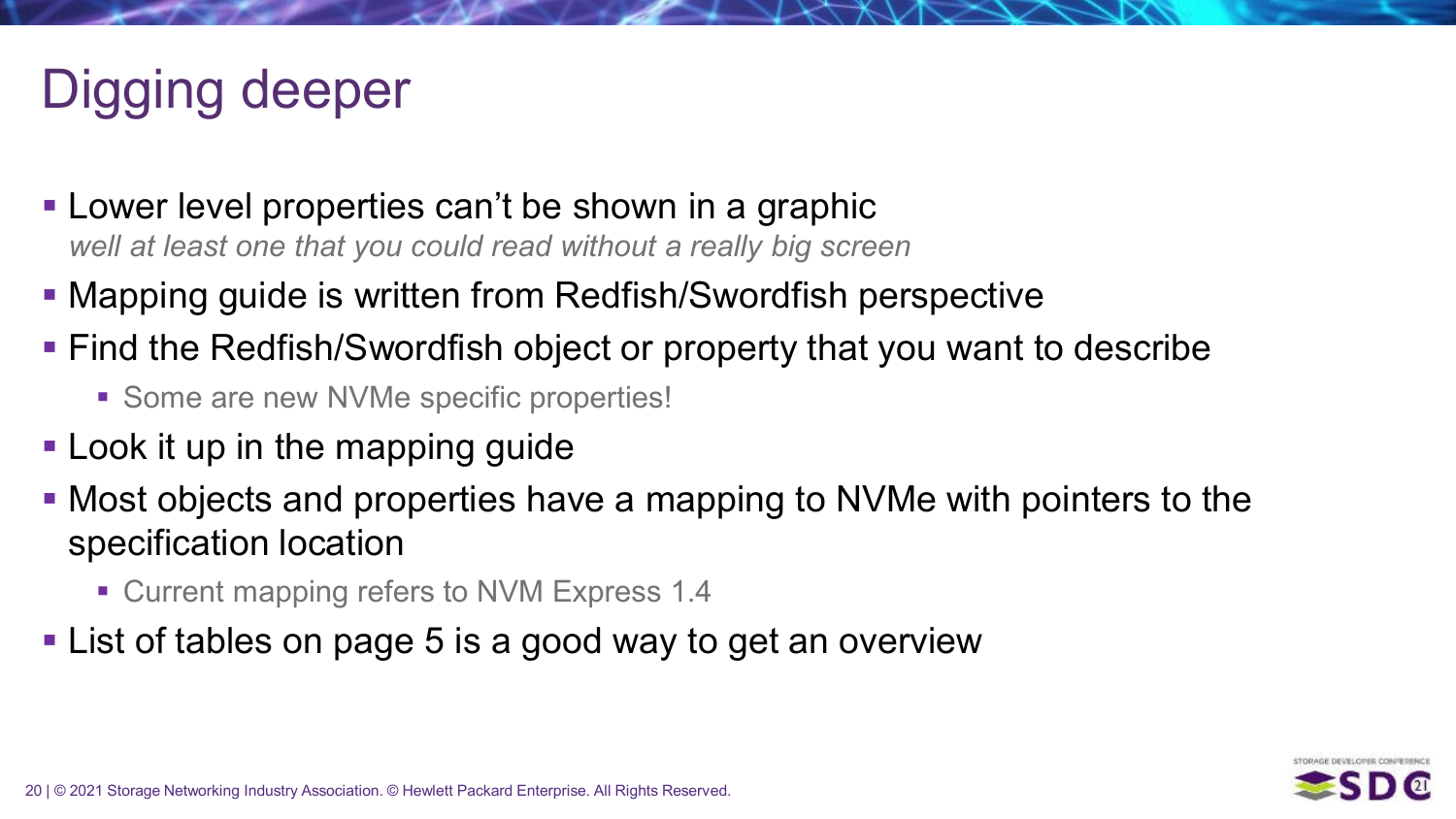# Digging deeper

- Lower level properties can't be shown in a graphic
  *well at least one that you could read without a really big screen*
- Mapping guide is written from Redfish/Swordfish perspective
- Find the Redfish/Swordfish object or property that you want to describe
  - Some are new NVMe specific properties!
- Look it up in the mapping guide
- Most objects and properties have a mapping to NVMe with pointers to the specification location
  - Current mapping refers to NVM Express 1.4
- List of tables on page 5 is a good way to get an overview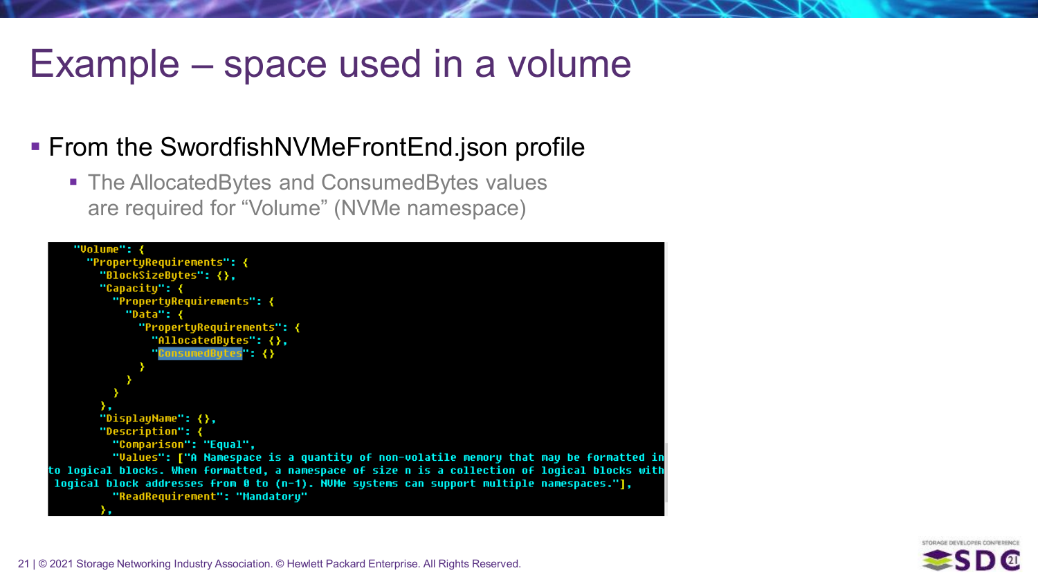# Example – space used in a volume

- From the SwordfishNVMeFrontEnd.json profile
  - The AllocatedBytes and ConsumedBytes values are required for “Volume” (NVMe namespace)

```
    "Volume": {
      "PropertyRequirements": {
        "BlockSizeBytes": {},
        "Capacity": {
          "PropertyRequirements": {
            "Data": {
              "PropertyRequirements": {
                "AllocatedBytes": {},
                "ConsumedBytes": {}
              }
            }
          }
        },
        "DisplayName": {},
        "Description": {
          "Comparison": "Equal",
          "Values": ["A Namespace is a quantity of non-volatile memory that may be formatted into logical blocks. When formatted, a namespace of size n is a collection of logical blocks with logical block addresses from 0 to (n-1). NVMe systems can support multiple namespaces."],
          "ReadRequirement": "Mandatory"
        },
```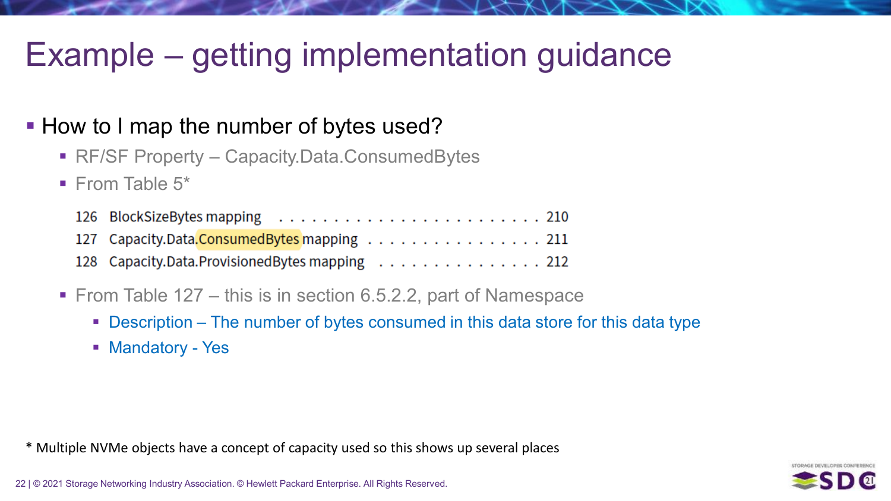# Example – getting implementation guidance

- How to I map the number of bytes used?
  - RF/SF Property – Capacity.Data.ConsumedBytes
  - From Table 5*

    126 BlockSizeBytes mapping . . . . . . . . . . . . . . . . . . . . . . . . 210
    127 Capacity.Data.ConsumedBytes mapping . . . . . . . . . . . . . . . . 211
    128 Capacity.Data.ProvisionedBytes mapping . . . . . . . . . . . . . . . 212

  - From Table 127 – this is in section 6.5.2.2, part of Namespace
    - Description – The number of bytes consumed in this data store for this data type
    - Mandatory - Yes

* Multiple NVMe objects have a concept of capacity used so this shows up several places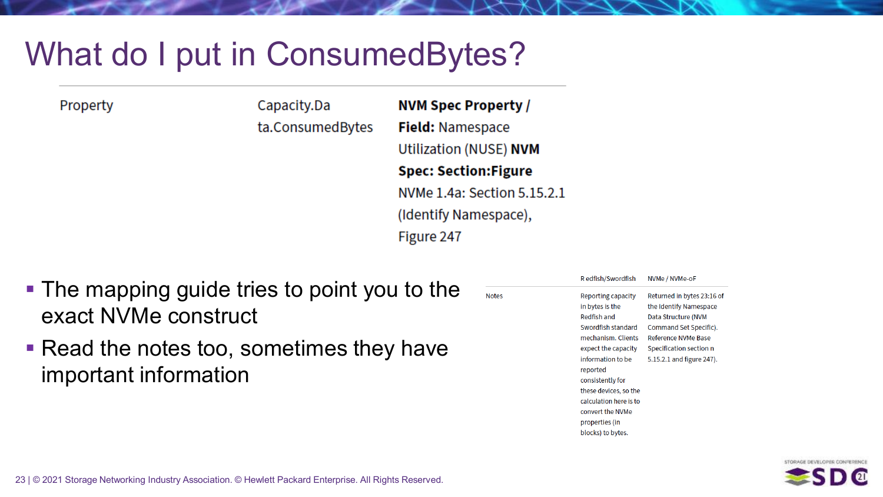# What do I put in ConsumedBytes?

| Property | Capacity.Data.ConsumedBytes | **NVM Spec Property / Field:** Namespace Utilization (NUSE) **NVM Spec: Section:Figure** NVMe 1.4a: Section 5.15.2.1 (Identify Namespace), Figure 247 |
|---|---|---|

- The mapping guide tries to point you to the exact NVMe construct
- Read the notes too, sometimes they have important information

| | Redfish/Swordfish | NVMe / NVMe-oF |
|---|---|---|
| Notes | Reporting capacity in bytes is the Redfish and Swordfish standard mechanism. Clients expect the capacity information to be reported consistently for these devices, so the calculation here is to convert the NVMe properties (in blocks) to bytes. | Returned in bytes 23:16 of the Identify Namespace Data Structure (NVM Command Set Specific). Reference NVMe Base Specification section n 5.15.2.1 and figure 247). |

23 | © 2021 Storage Networking Industry Association. © Hewlett Packard Enterprise. All Rights Reserved.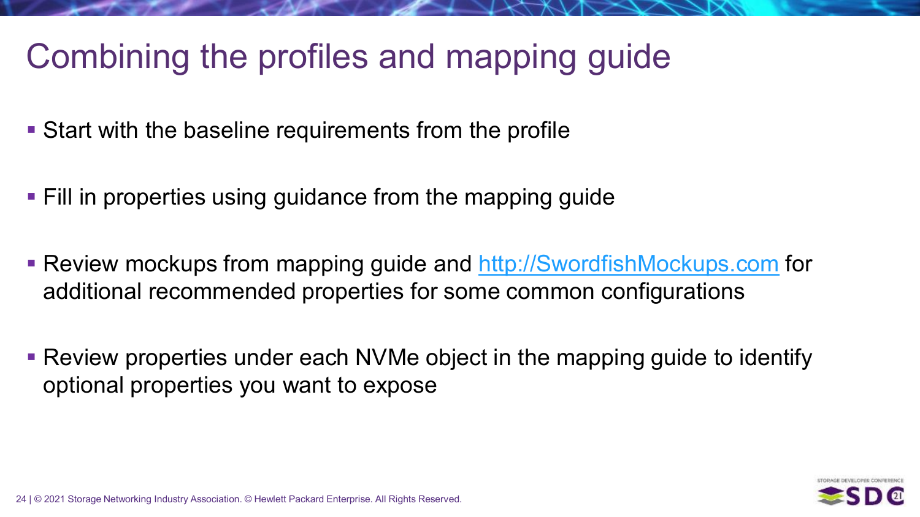# Combining the profiles and mapping guide

- Start with the baseline requirements from the profile
- Fill in properties using guidance from the mapping guide
- Review mockups from mapping guide and [http://SwordfishMockups.com](http://SwordfishMockups.com) for additional recommended properties for some common configurations
- Review properties under each NVMe object in the mapping guide to identify optional properties you want to expose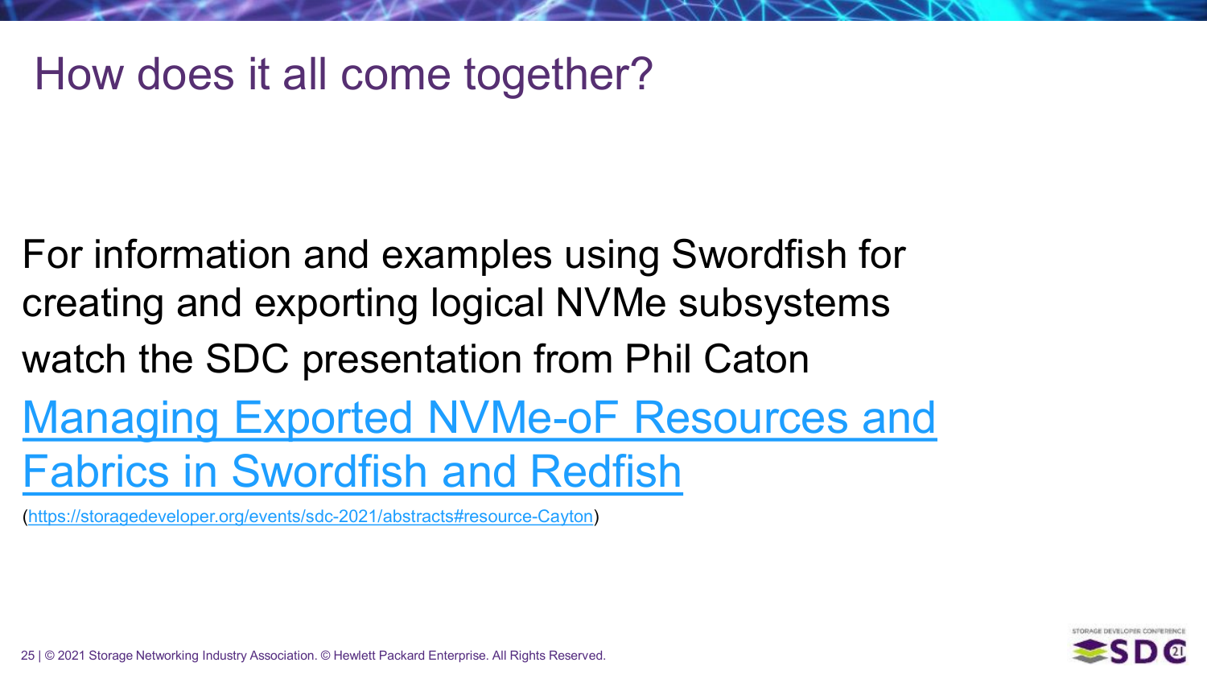# How does it all come together?

For information and examples using Swordfish for creating and exporting logical NVMe subsystems watch the SDC presentation from Phil Caton

[Managing Exported NVMe-oF Resources and Fabrics in Swordfish and Redfish](https://storagedeveloper.org/events/sdc-2021/abstracts#resource-Cayton)

(https://storagedeveloper.org/events/sdc-2021/abstracts#resource-Cayton)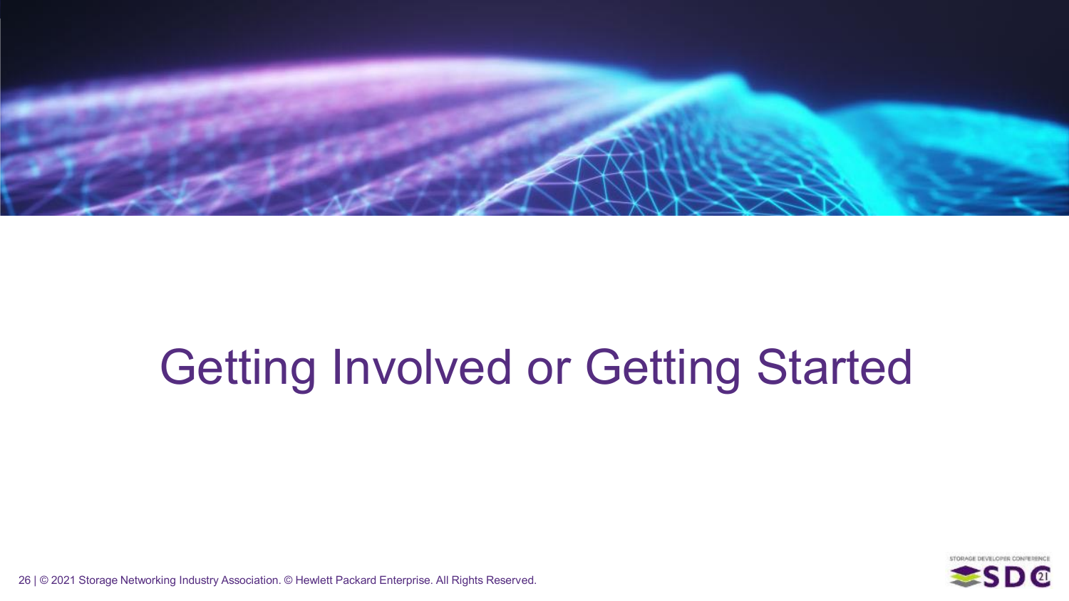# Getting Involved or Getting Started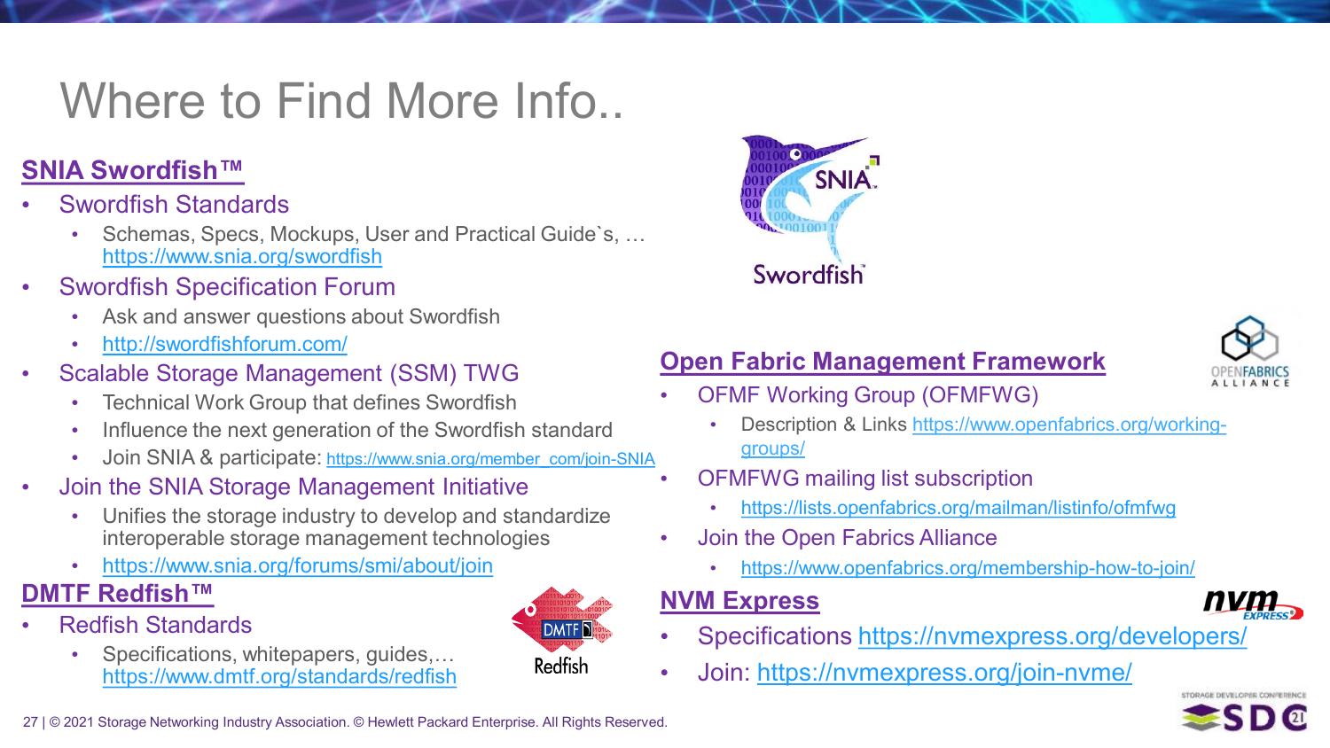# Where to Find More Info..

## SNIA Swordfish™

- Swordfish Standards
  - Schemas, Specs, Mockups, User and Practical Guide`s, … https://www.snia.org/swordfish
- Swordfish Specification Forum
  - Ask and answer questions about Swordfish
  - http://swordfishforum.com/
- Scalable Storage Management (SSM) TWG
  - Technical Work Group that defines Swordfish
  - Influence the next generation of the Swordfish standard
  - Join SNIA & participate: https://www.snia.org/member_com/join-SNIA
- Join the SNIA Storage Management Initiative
  - Unifies the storage industry to develop and standardize interoperable storage management technologies
  - https://www.snia.org/forums/smi/about/join

## DMTF Redfish™

- Redfish Standards
  - Specifications, whitepapers, guides,… https://www.dmtf.org/standards/redfish

## Open Fabric Management Framework

- OFMF Working Group (OFMFWG)
  - Description & Links https://www.openfabrics.org/working-groups/
- OFMFWG mailing list subscription
  - https://lists.openfabrics.org/mailman/listinfo/ofmfwg
- Join the Open Fabrics Alliance
  - https://www.openfabrics.org/membership-how-to-join/

## NVM Express

- Specifications https://nvmexpress.org/developers/
- Join: https://nvmexpress.org/join-nvme/

27 | © 2021 Storage Networking Industry Association. © Hewlett Packard Enterprise. All Rights Reserved.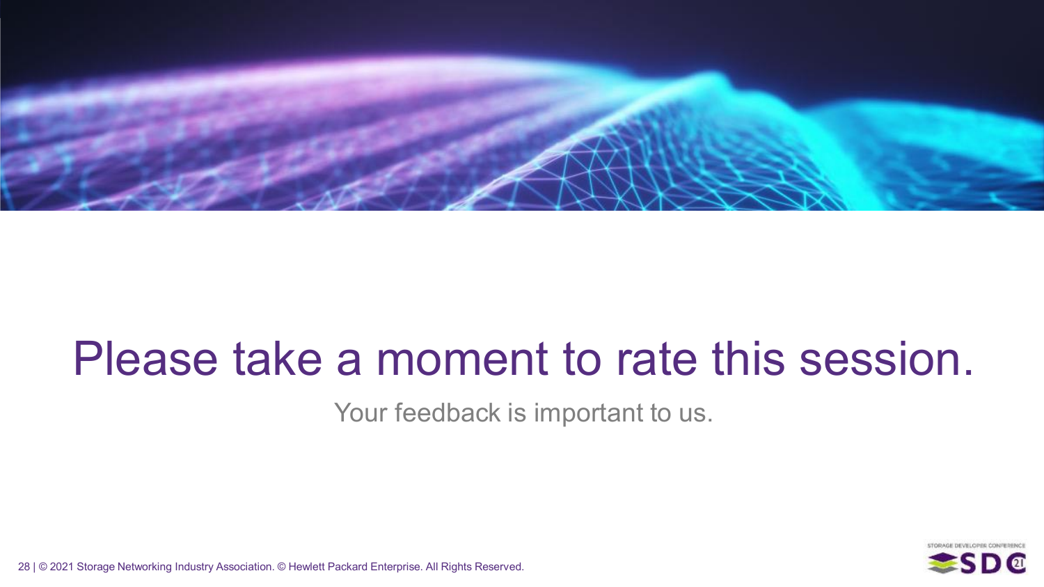# Please take a moment to rate this session.

Your feedback is important to us.